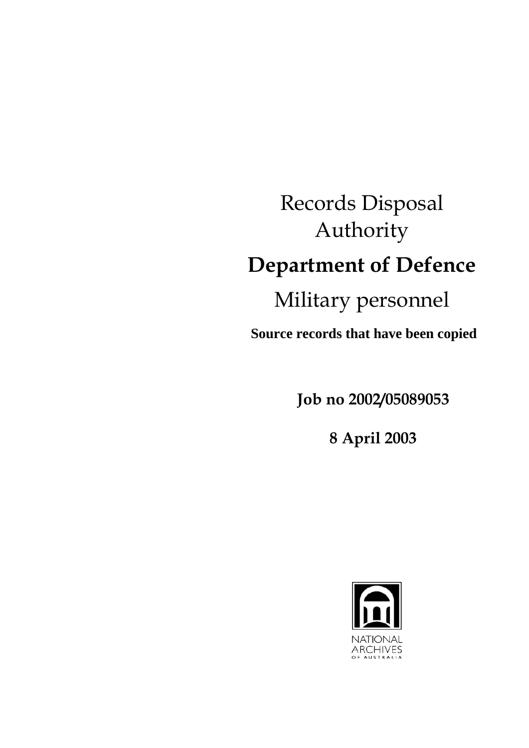# Records Disposal Authority

# **Department of Defence**

## Military personnel

**Source records that have been copied**

**Job no 2002/05089053**

**8 April 2003**

NATIONAL ARCHIVES OF AUSTRALIA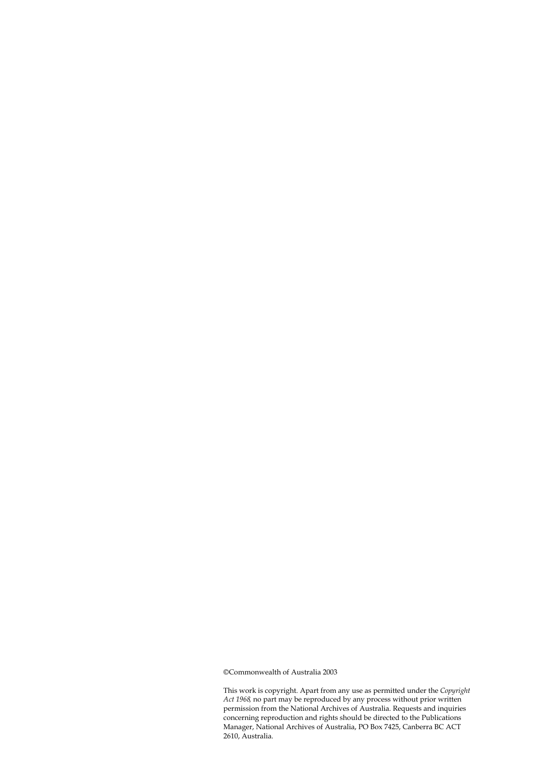©Commonwealth of Australia 2003

This work is copyright. Apart from any use as permitted under the *Copyright Act 1968,* no part may be reproduced by any process without prior written permission from the National Archives of Australia. Requests and inquiries concerning reproduction and rights should be directed to the Publications Manager, National Archives of Australia, PO Box 7425, Canberra BC ACT 2610, Australia.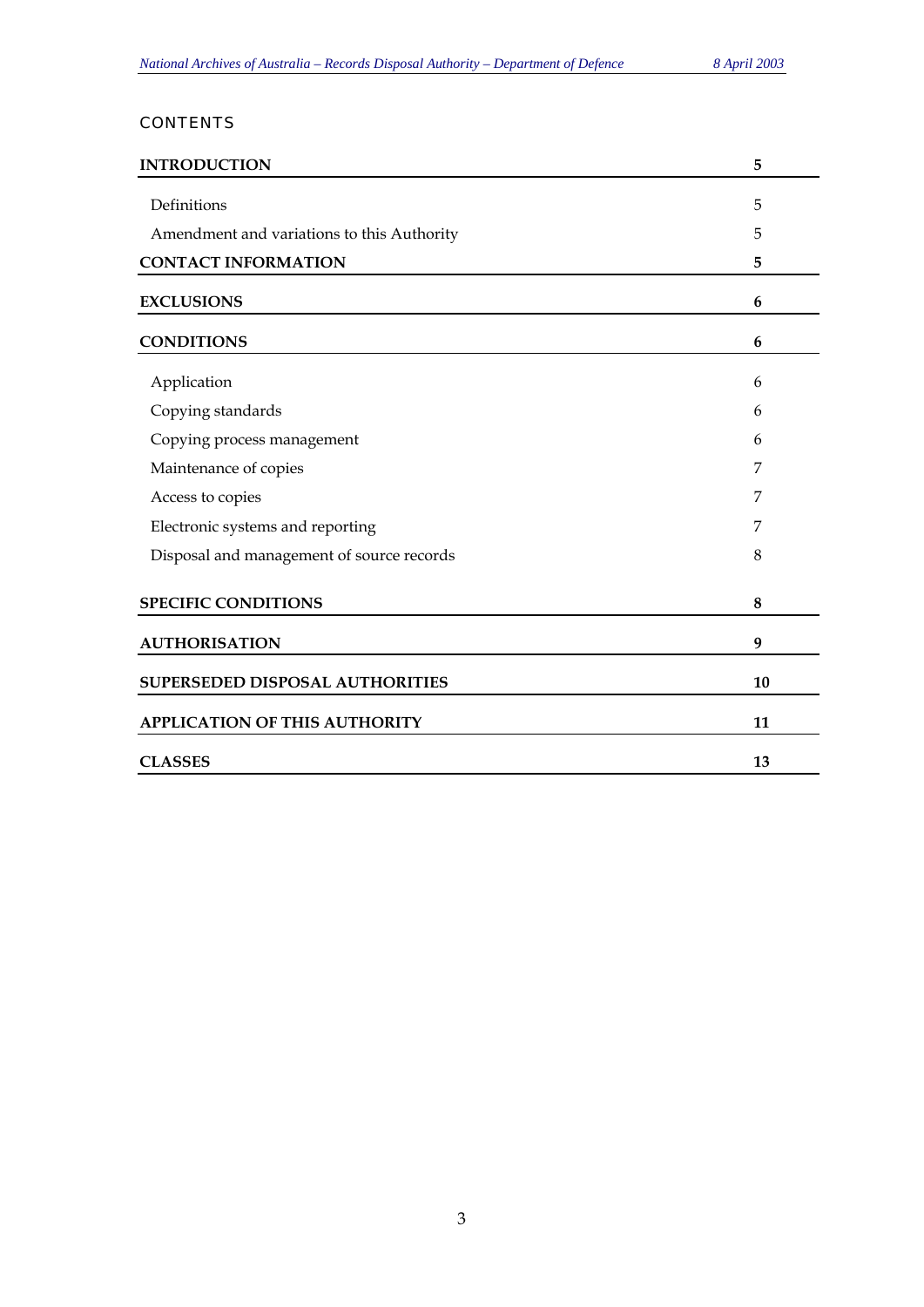# CONTENTS

| | |
|---|---|
| **INTRODUCTION** | **5** |
| Definitions | 5 |
| Amendment and variations to this Authority | 5 |
| **CONTACT INFORMATION** | **5** |
| **EXCLUSIONS** | **6** |
| **CONDITIONS** | **6** |
| Application | 6 |
| Copying standards | 6 |
| Copying process management | 6 |
| Maintenance of copies | 7 |
| Access to copies | 7 |
| Electronic systems and reporting | 7 |
| Disposal and management of source records | 8 |
| **SPECIFIC CONDITIONS** | **8** |
| **AUTHORISATION** | **9** |
| **SUPERSEDED DISPOSAL AUTHORITIES** | **10** |
| **APPLICATION OF THIS AUTHORITY** | **11** |
| **CLASSES** | **13** |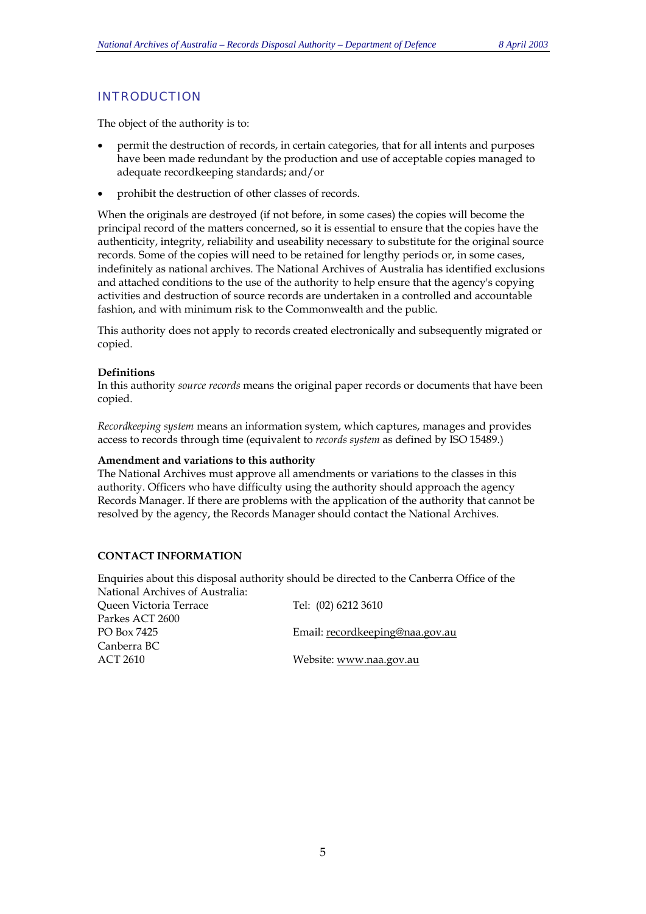## INTRODUCTION

The object of the authority is to:

- permit the destruction of records, in certain categories, that for all intents and purposes have been made redundant by the production and use of acceptable copies managed to adequate recordkeeping standards; and/or
- prohibit the destruction of other classes of records.

When the originals are destroyed (if not before, in some cases) the copies will become the principal record of the matters concerned, so it is essential to ensure that the copies have the authenticity, integrity, reliability and useability necessary to substitute for the original source records. Some of the copies will need to be retained for lengthy periods or, in some cases, indefinitely as national archives. The National Archives of Australia has identified exclusions and attached conditions to the use of the authority to help ensure that the agency's copying activities and destruction of source records are undertaken in a controlled and accountable fashion, and with minimum risk to the Commonwealth and the public.

This authority does not apply to records created electronically and subsequently migrated or copied.

**Definitions**
In this authority *source records* means the original paper records or documents that have been copied.

*Recordkeeping system* means an information system, which captures, manages and provides access to records through time (equivalent to *records system* as defined by ISO 15489.)

**Amendment and variations to this authority**
The National Archives must approve all amendments or variations to the classes in this authority. Officers who have difficulty using the authority should approach the agency Records Manager. If there are problems with the application of the authority that cannot be resolved by the agency, the Records Manager should contact the National Archives.

**CONTACT INFORMATION**

Enquiries about this disposal authority should be directed to the Canberra Office of the National Archives of Australia:

Queen Victoria Terrace
Parkes ACT 2600
PO Box 7425
Canberra BC
ACT 2610

Tel: (02) 6212 3610

Email: recordkeeping@naa.gov.au

Website: www.naa.gov.au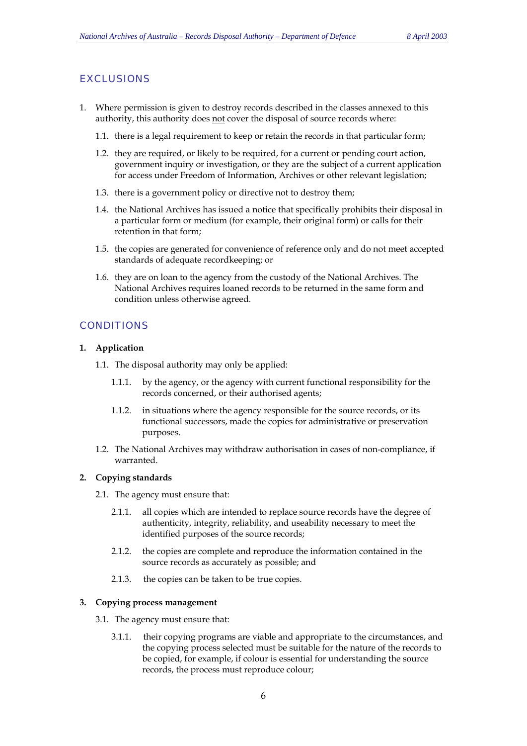## EXCLUSIONS

1. Where permission is given to destroy records described in the classes annexed to this authority, this authority does not cover the disposal of source records where:

   1.1. there is a legal requirement to keep or retain the records in that particular form;

   1.2. they are required, or likely to be required, for a current or pending court action, government inquiry or investigation, or they are the subject of a current application for access under Freedom of Information, Archives or other relevant legislation;

   1.3. there is a government policy or directive not to destroy them;

   1.4. the National Archives has issued a notice that specifically prohibits their disposal in a particular form or medium (for example, their original form) or calls for their retention in that form;

   1.5. the copies are generated for convenience of reference only and do not meet accepted standards of adequate recordkeeping; or

   1.6. they are on loan to the agency from the custody of the National Archives. The National Archives requires loaned records to be returned in the same form and condition unless otherwise agreed.

## CONDITIONS

**1. Application**

1.1. The disposal authority may only be applied:

   1.1.1. by the agency, or the agency with current functional responsibility for the records concerned, or their authorised agents;

   1.1.2. in situations where the agency responsible for the source records, or its functional successors, made the copies for administrative or preservation purposes.

1.2. The National Archives may withdraw authorisation in cases of non-compliance, if warranted.

**2. Copying standards**

2.1. The agency must ensure that:

   2.1.1. all copies which are intended to replace source records have the degree of authenticity, integrity, reliability, and useability necessary to meet the identified purposes of the source records;

   2.1.2. the copies are complete and reproduce the information contained in the source records as accurately as possible; and

   2.1.3. the copies can be taken to be true copies.

**3. Copying process management**

3.1. The agency must ensure that:

   3.1.1. their copying programs are viable and appropriate to the circumstances, and the copying process selected must be suitable for the nature of the records to be copied, for example, if colour is essential for understanding the source records, the process must reproduce colour;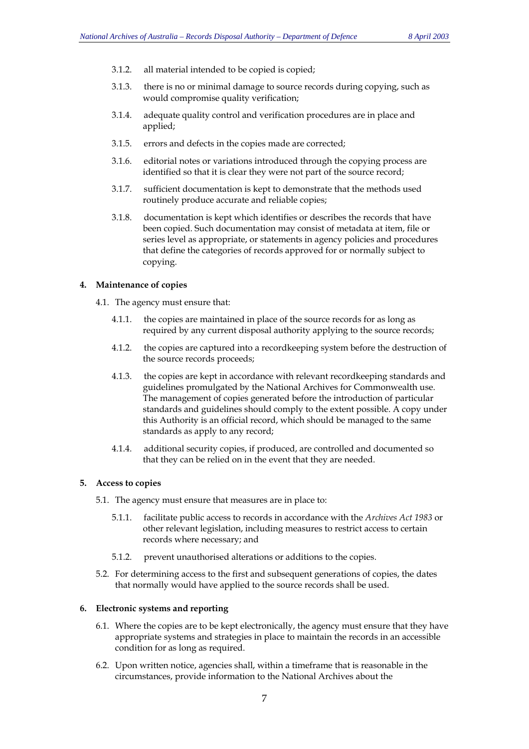3.1.2. all material intended to be copied is copied;

3.1.3. there is no or minimal damage to source records during copying, such as would compromise quality verification;

3.1.4. adequate quality control and verification procedures are in place and applied;

3.1.5. errors and defects in the copies made are corrected;

3.1.6. editorial notes or variations introduced through the copying process are identified so that it is clear they were not part of the source record;

3.1.7. sufficient documentation is kept to demonstrate that the methods used routinely produce accurate and reliable copies;

3.1.8. documentation is kept which identifies or describes the records that have been copied. Such documentation may consist of metadata at item, file or series level as appropriate, or statements in agency policies and procedures that define the categories of records approved for or normally subject to copying.

**4. Maintenance of copies**

4.1. The agency must ensure that:

4.1.1. the copies are maintained in place of the source records for as long as required by any current disposal authority applying to the source records;

4.1.2. the copies are captured into a recordkeeping system before the destruction of the source records proceeds;

4.1.3. the copies are kept in accordance with relevant recordkeeping standards and guidelines promulgated by the National Archives for Commonwealth use. The management of copies generated before the introduction of particular standards and guidelines should comply to the extent possible. A copy under this Authority is an official record, which should be managed to the same standards as apply to any record;

4.1.4. additional security copies, if produced, are controlled and documented so that they can be relied on in the event that they are needed.

**5. Access to copies**

5.1. The agency must ensure that measures are in place to:

5.1.1. facilitate public access to records in accordance with the *Archives Act 1983* or other relevant legislation, including measures to restrict access to certain records where necessary; and

5.1.2. prevent unauthorised alterations or additions to the copies.

5.2. For determining access to the first and subsequent generations of copies, the dates that normally would have applied to the source records shall be used.

**6. Electronic systems and reporting**

6.1. Where the copies are to be kept electronically, the agency must ensure that they have appropriate systems and strategies in place to maintain the records in an accessible condition for as long as required.

6.2. Upon written notice, agencies shall, within a timeframe that is reasonable in the circumstances, provide information to the National Archives about the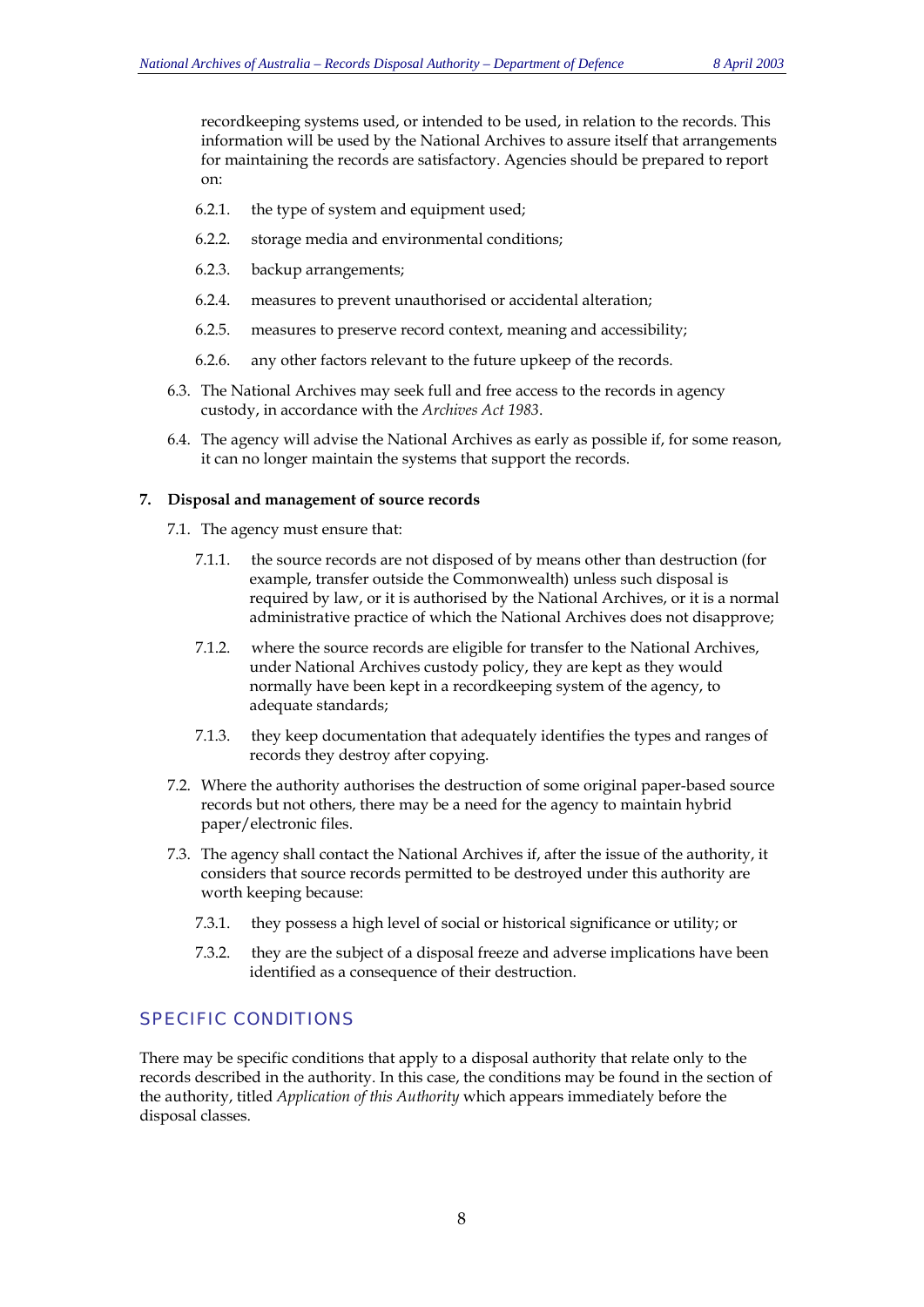recordkeeping systems used, or intended to be used, in relation to the records. This information will be used by the National Archives to assure itself that arrangements for maintaining the records are satisfactory. Agencies should be prepared to report on:

6.2.1. the type of system and equipment used;

6.2.2. storage media and environmental conditions;

6.2.3. backup arrangements;

6.2.4. measures to prevent unauthorised or accidental alteration;

6.2.5. measures to preserve record context, meaning and accessibility;

6.2.6. any other factors relevant to the future upkeep of the records.

6.3. The National Archives may seek full and free access to the records in agency custody, in accordance with the *Archives Act 1983*.

6.4. The agency will advise the National Archives as early as possible if, for some reason, it can no longer maintain the systems that support the records.

**7. Disposal and management of source records**

7.1. The agency must ensure that:

7.1.1. the source records are not disposed of by means other than destruction (for example, transfer outside the Commonwealth) unless such disposal is required by law, or it is authorised by the National Archives, or it is a normal administrative practice of which the National Archives does not disapprove;

7.1.2. where the source records are eligible for transfer to the National Archives, under National Archives custody policy, they are kept as they would normally have been kept in a recordkeeping system of the agency, to adequate standards;

7.1.3. they keep documentation that adequately identifies the types and ranges of records they destroy after copying.

7.2. Where the authority authorises the destruction of some original paper-based source records but not others, there may be a need for the agency to maintain hybrid paper/electronic files.

7.3. The agency shall contact the National Archives if, after the issue of the authority, it considers that source records permitted to be destroyed under this authority are worth keeping because:

7.3.1. they possess a high level of social or historical significance or utility; or

7.3.2. they are the subject of a disposal freeze and adverse implications have been identified as a consequence of their destruction.

## SPECIFIC CONDITIONS

There may be specific conditions that apply to a disposal authority that relate only to the records described in the authority. In this case, the conditions may be found in the section of the authority, titled *Application of this Authority* which appears immediately before the disposal classes.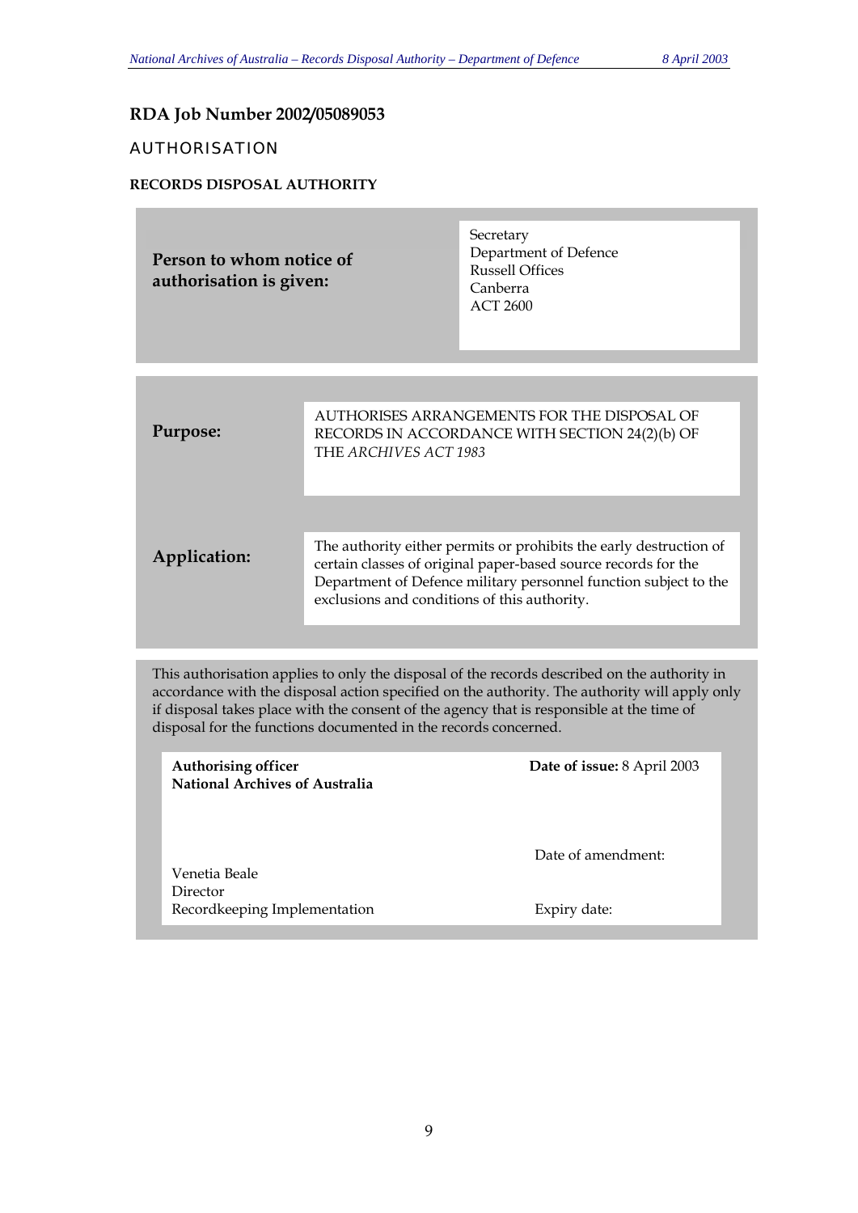## RDA Job Number 2002/05089053

### AUTHORISATION

**RECORDS DISPOSAL AUTHORITY**

| | |
|---|---|
| **Person to whom notice of authorisation is given:** | Secretary<br>Department of Defence<br>Russell Offices<br>Canberra<br>ACT 2600 |

| | |
|---|---|
| **Purpose:** | AUTHORISES ARRANGEMENTS FOR THE DISPOSAL OF RECORDS IN ACCORDANCE WITH SECTION 24(2)(b) OF THE *ARCHIVES ACT 1983* |
| **Application:** | The authority either permits or prohibits the early destruction of certain classes of original paper-based source records for the Department of Defence military personnel function subject to the exclusions and conditions of this authority. |

This authorisation applies to only the disposal of the records described on the authority in accordance with the disposal action specified on the authority. The authority will apply only if disposal takes place with the consent of the agency that is responsible at the time of disposal for the functions documented in the records concerned.

| | |
|---|---|
| **Authorising officer**<br>**National Archives of Australia** | **Date of issue:** 8 April 2003 |
| | Date of amendment: |
| Venetia Beale<br>Director<br>Recordkeeping Implementation | Expiry date: |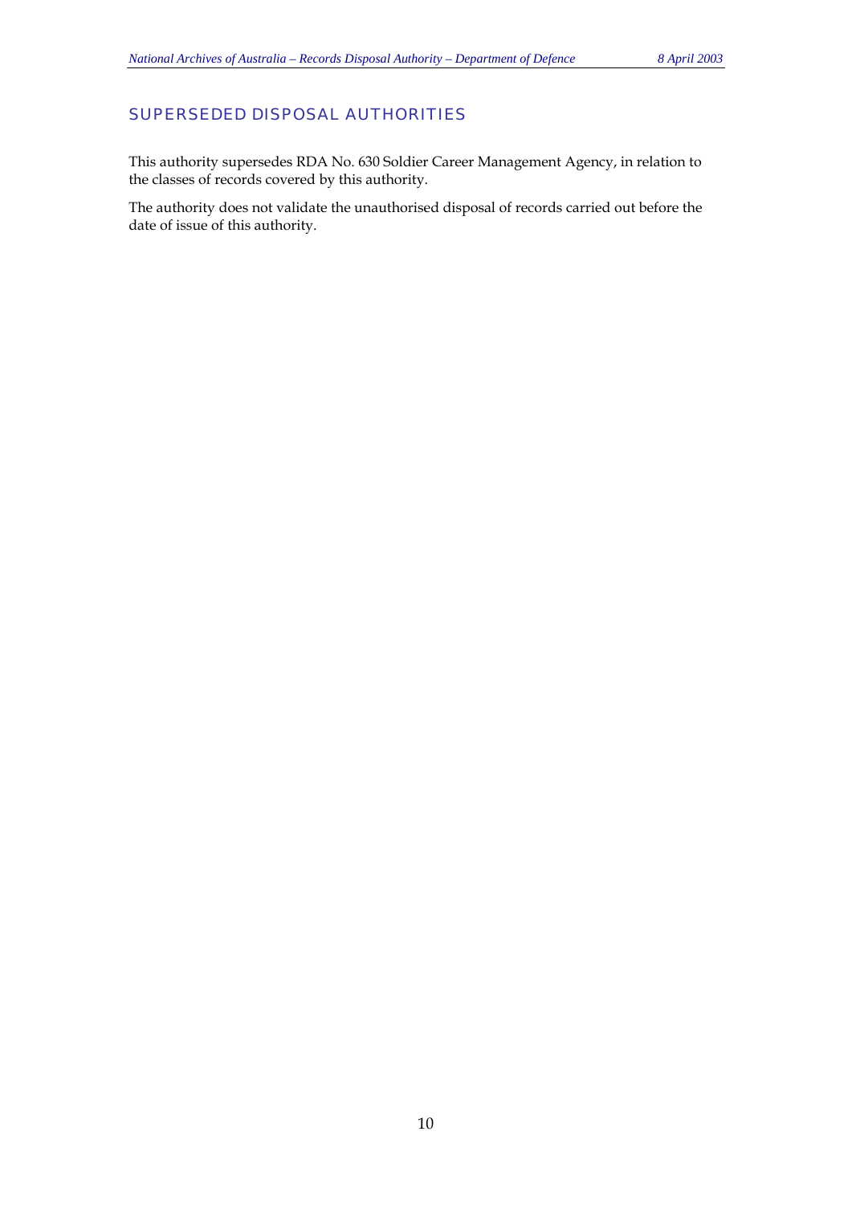## SUPERSEDED DISPOSAL AUTHORITIES

This authority supersedes RDA No. 630 Soldier Career Management Agency, in relation to the classes of records covered by this authority.

The authority does not validate the unauthorised disposal of records carried out before the date of issue of this authority.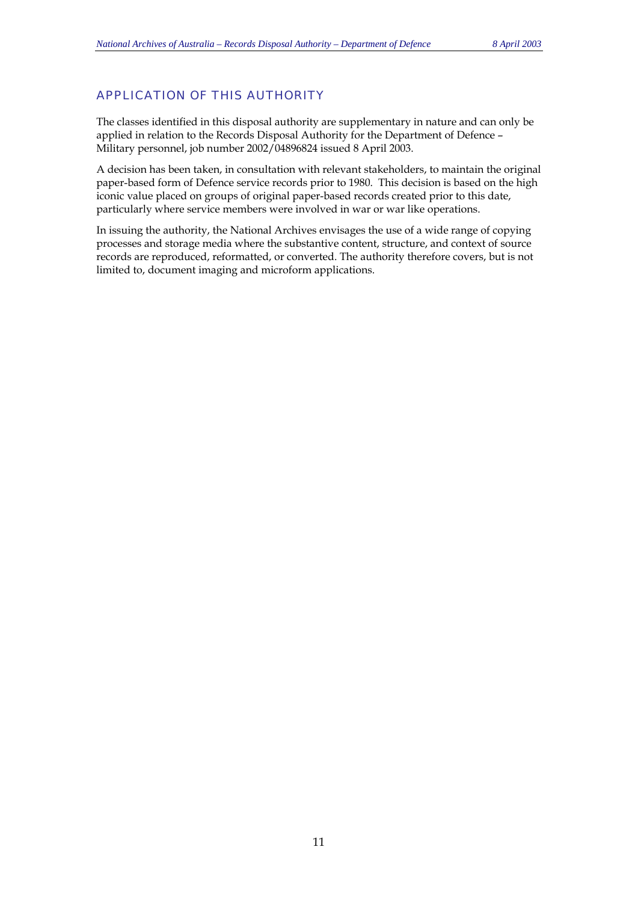## APPLICATION OF THIS AUTHORITY

The classes identified in this disposal authority are supplementary in nature and can only be applied in relation to the Records Disposal Authority for the Department of Defence – Military personnel, job number 2002/04896824 issued 8 April 2003.

A decision has been taken, in consultation with relevant stakeholders, to maintain the original paper-based form of Defence service records prior to 1980. This decision is based on the high iconic value placed on groups of original paper-based records created prior to this date, particularly where service members were involved in war or war like operations.

In issuing the authority, the National Archives envisages the use of a wide range of copying processes and storage media where the substantive content, structure, and context of source records are reproduced, reformatted, or converted. The authority therefore covers, but is not limited to, document imaging and microform applications.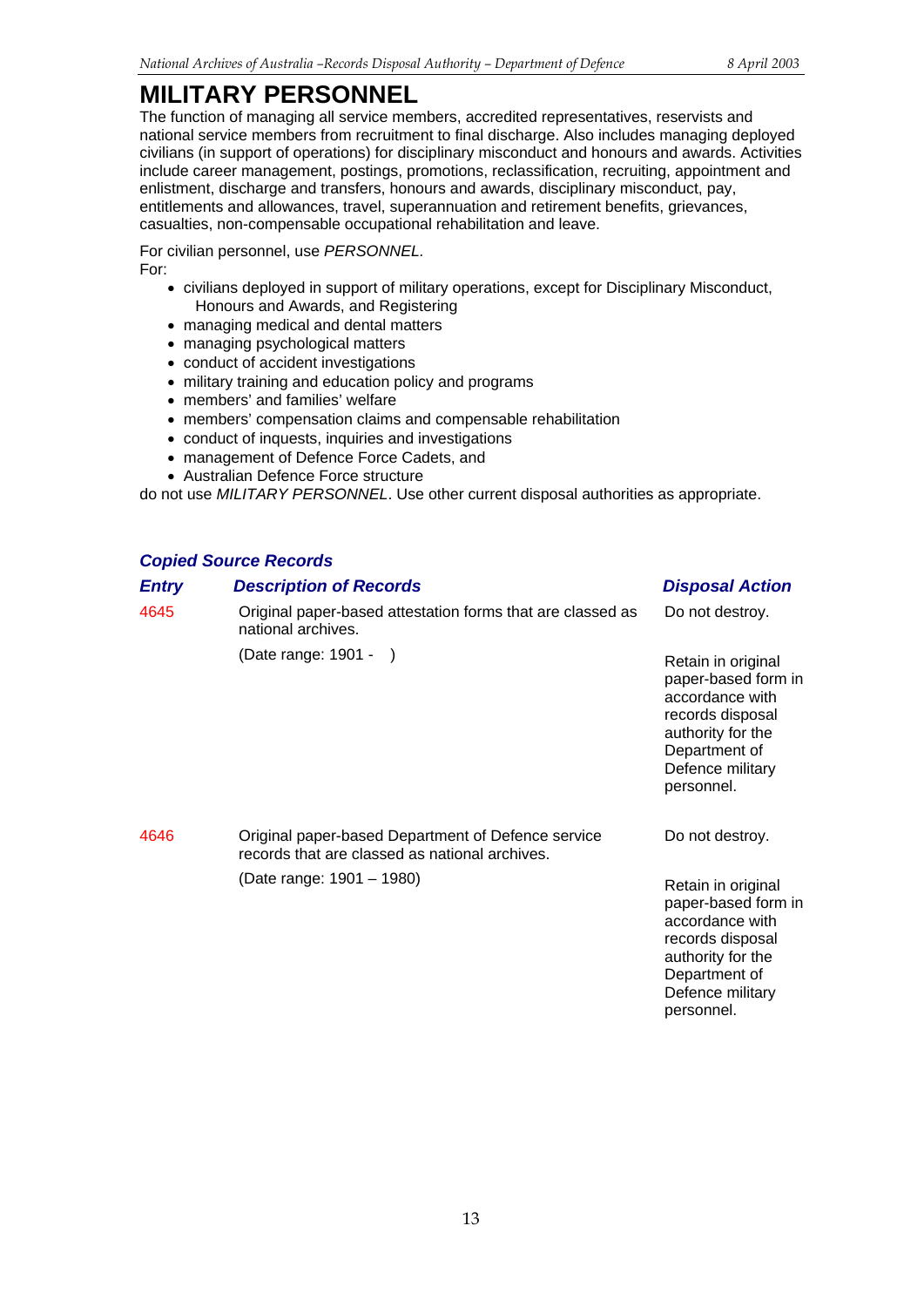# MILITARY PERSONNEL

The function of managing all service members, accredited representatives, reservists and national service members from recruitment to final discharge. Also includes managing deployed civilians (in support of operations) for disciplinary misconduct and honours and awards. Activities include career management, postings, promotions, reclassification, recruiting, appointment and enlistment, discharge and transfers, honours and awards, disciplinary misconduct, pay, entitlements and allowances, travel, superannuation and retirement benefits, grievances, casualties, non-compensable occupational rehabilitation and leave.

For civilian personnel, use *PERSONNEL*.

For:

- civilians deployed in support of military operations, except for Disciplinary Misconduct, Honours and Awards, and Registering
- managing medical and dental matters
- managing psychological matters
- conduct of accident investigations
- military training and education policy and programs
- members' and families' welfare
- members' compensation claims and compensable rehabilitation
- conduct of inquests, inquiries and investigations
- management of Defence Force Cadets, and
- Australian Defence Force structure

do not use *MILITARY PERSONNEL*. Use other current disposal authorities as appropriate.

### *Copied Source Records*

| *Entry* | *Description of Records* | *Disposal Action* |
|---|---|---|
| 4645 | Original paper-based attestation forms that are classed as national archives.<br><br>(Date range: 1901 -   ) | Do not destroy.<br><br>Retain in original paper-based form in accordance with records disposal authority for the Department of Defence military personnel. |
| 4646 | Original paper-based Department of Defence service records that are classed as national archives.<br><br>(Date range: 1901 – 1980) | Do not destroy.<br><br>Retain in original paper-based form in accordance with records disposal authority for the Department of Defence military personnel. |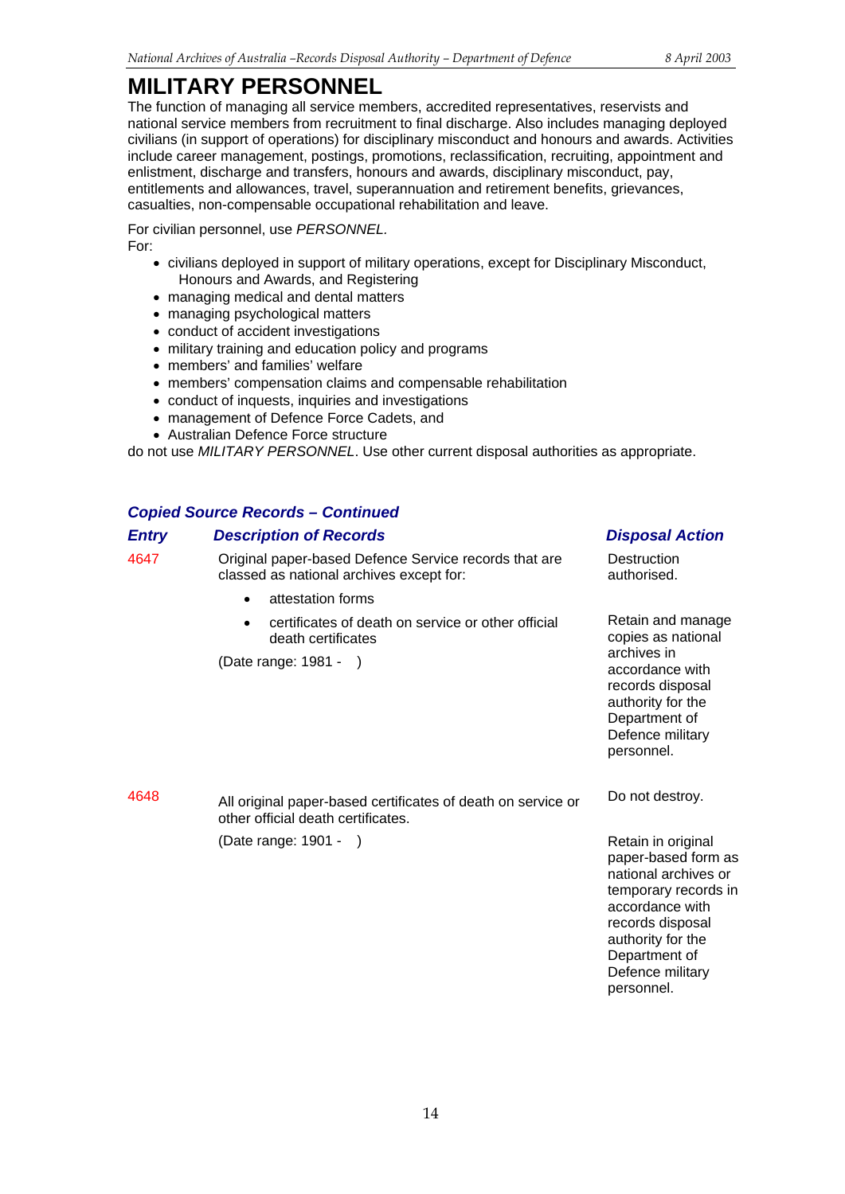# MILITARY PERSONNEL

The function of managing all service members, accredited representatives, reservists and national service members from recruitment to final discharge. Also includes managing deployed civilians (in support of operations) for disciplinary misconduct and honours and awards. Activities include career management, postings, promotions, reclassification, recruiting, appointment and enlistment, discharge and transfers, honours and awards, disciplinary misconduct, pay, entitlements and allowances, travel, superannuation and retirement benefits, grievances, casualties, non-compensable occupational rehabilitation and leave.

For civilian personnel, use *PERSONNEL.*
For:

- civilians deployed in support of military operations, except for Disciplinary Misconduct, Honours and Awards, and Registering
- managing medical and dental matters
- managing psychological matters
- conduct of accident investigations
- military training and education policy and programs
- members' and families' welfare
- members' compensation claims and compensable rehabilitation
- conduct of inquests, inquiries and investigations
- management of Defence Force Cadets, and
- Australian Defence Force structure

do not use *MILITARY PERSONNEL*. Use other current disposal authorities as appropriate.

### *Copied Source Records – Continued*

| *Entry* | *Description of Records* | *Disposal Action* |
|---|---|---|
| 4647 | Original paper-based Defence Service records that are classed as national archives except for:<br>• attestation forms<br>• certificates of death on service or other official death certificates<br><br>(Date range: 1981 - ) | Destruction authorised.<br><br>Retain and manage copies as national archives in accordance with records disposal authority for the Department of Defence military personnel. |
| 4648 | All original paper-based certificates of death on service or other official death certificates.<br><br>(Date range: 1901 - ) | Do not destroy.<br><br>Retain in original paper-based form as national archives or temporary records in accordance with records disposal authority for the Department of Defence military personnel. |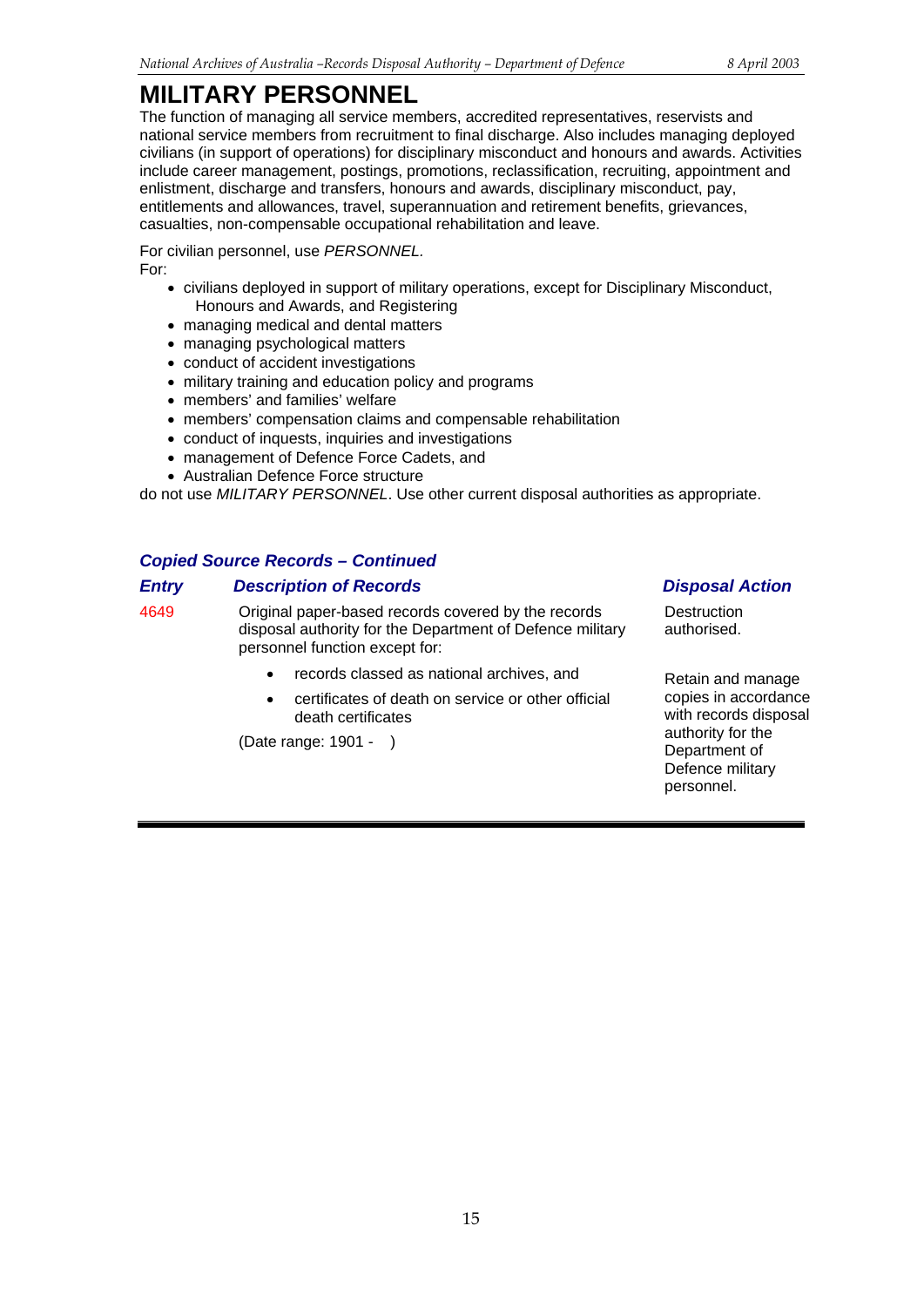# MILITARY PERSONNEL

The function of managing all service members, accredited representatives, reservists and national service members from recruitment to final discharge. Also includes managing deployed civilians (in support of operations) for disciplinary misconduct and honours and awards. Activities include career management, postings, promotions, reclassification, recruiting, appointment and enlistment, discharge and transfers, honours and awards, disciplinary misconduct, pay, entitlements and allowances, travel, superannuation and retirement benefits, grievances, casualties, non-compensable occupational rehabilitation and leave.

For civilian personnel, use *PERSONNEL.*

For:

- civilians deployed in support of military operations, except for Disciplinary Misconduct, Honours and Awards, and Registering
- managing medical and dental matters
- managing psychological matters
- conduct of accident investigations
- military training and education policy and programs
- members' and families' welfare
- members' compensation claims and compensable rehabilitation
- conduct of inquests, inquiries and investigations
- management of Defence Force Cadets, and
- Australian Defence Force structure

do not use *MILITARY PERSONNEL*. Use other current disposal authorities as appropriate.

### *Copied Source Records – Continued*

| *Entry* | *Description of Records* | *Disposal Action* |
|---|---|---|
| 4649 | Original paper-based records covered by the records disposal authority for the Department of Defence military personnel function except for:<br>• records classed as national archives, and<br>• certificates of death on service or other official death certificates<br>(Date range: 1901 - ) | Destruction authorised.<br>Retain and manage copies in accordance with records disposal authority for the Department of Defence military personnel. |